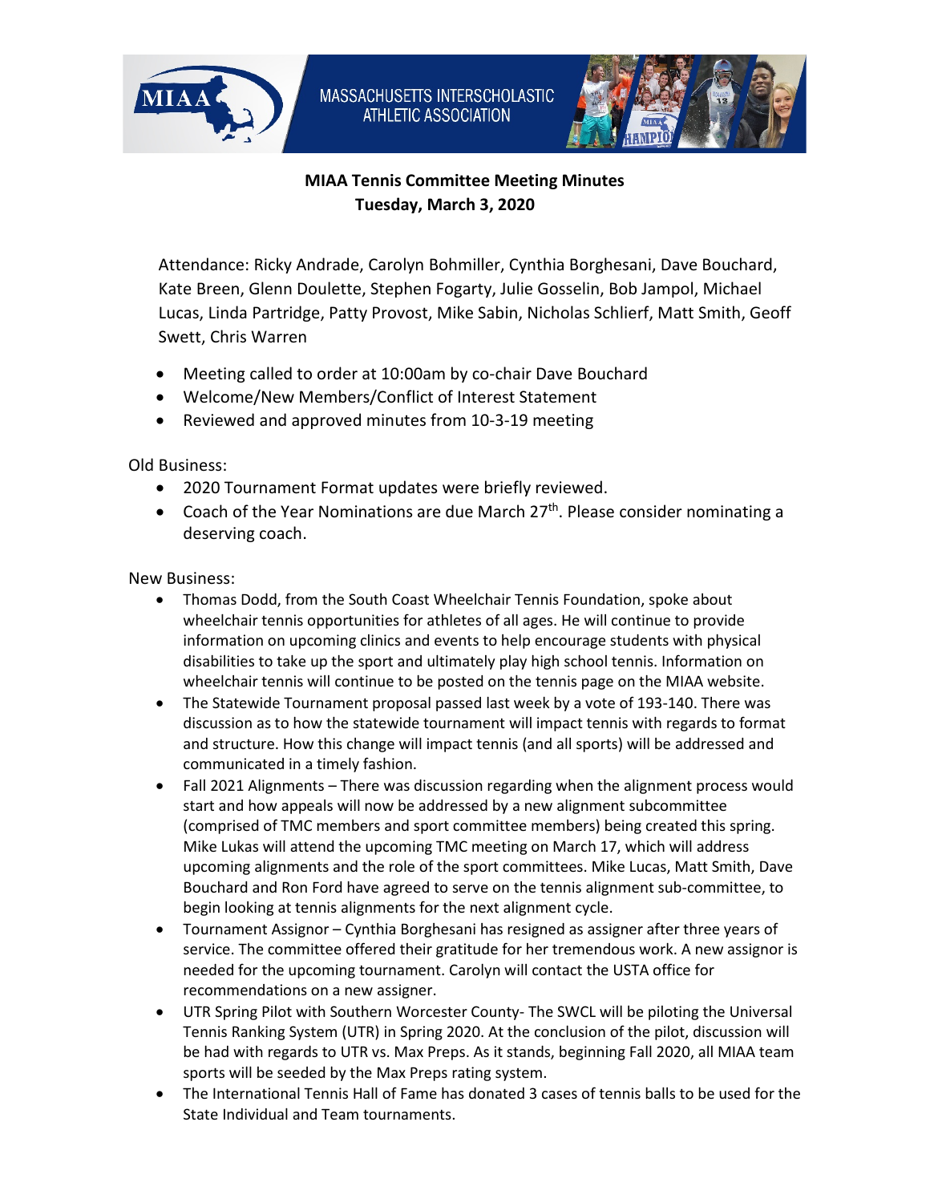MASSACHUSETTS INTERSCHOLASTIC ATHLETIC ASSOCIATION

**MIAA Tennis Committee Meeting Minutes**
**Tuesday, March 3, 2020**

Attendance: Ricky Andrade, Carolyn Bohmiller, Cynthia Borghesani, Dave Bouchard, Kate Breen, Glenn Doulette, Stephen Fogarty, Julie Gosselin, Bob Jampol, Michael Lucas, Linda Partridge, Patty Provost, Mike Sabin, Nicholas Schlierf, Matt Smith, Geoff Swett, Chris Warren

- Meeting called to order at 10:00am by co-chair Dave Bouchard
- Welcome/New Members/Conflict of Interest Statement
- Reviewed and approved minutes from 10-3-19 meeting

Old Business:

- 2020 Tournament Format updates were briefly reviewed.
- Coach of the Year Nominations are due March 27th. Please consider nominating a deserving coach.

New Business:

- Thomas Dodd, from the South Coast Wheelchair Tennis Foundation, spoke about wheelchair tennis opportunities for athletes of all ages. He will continue to provide information on upcoming clinics and events to help encourage students with physical disabilities to take up the sport and ultimately play high school tennis. Information on wheelchair tennis will continue to be posted on the tennis page on the MIAA website.
- The Statewide Tournament proposal passed last week by a vote of 193-140. There was discussion as to how the statewide tournament will impact tennis with regards to format and structure. How this change will impact tennis (and all sports) will be addressed and communicated in a timely fashion.
- Fall 2021 Alignments – There was discussion regarding when the alignment process would start and how appeals will now be addressed by a new alignment subcommittee (comprised of TMC members and sport committee members) being created this spring. Mike Lukas will attend the upcoming TMC meeting on March 17, which will address upcoming alignments and the role of the sport committees. Mike Lucas, Matt Smith, Dave Bouchard and Ron Ford have agreed to serve on the tennis alignment sub-committee, to begin looking at tennis alignments for the next alignment cycle.
- Tournament Assignor – Cynthia Borghesani has resigned as assigner after three years of service. The committee offered their gratitude for her tremendous work. A new assignor is needed for the upcoming tournament. Carolyn will contact the USTA office for recommendations on a new assigner.
- UTR Spring Pilot with Southern Worcester County- The SWCL will be piloting the Universal Tennis Ranking System (UTR) in Spring 2020. At the conclusion of the pilot, discussion will be had with regards to UTR vs. Max Preps. As it stands, beginning Fall 2020, all MIAA team sports will be seeded by the Max Preps rating system.
- The International Tennis Hall of Fame has donated 3 cases of tennis balls to be used for the State Individual and Team tournaments.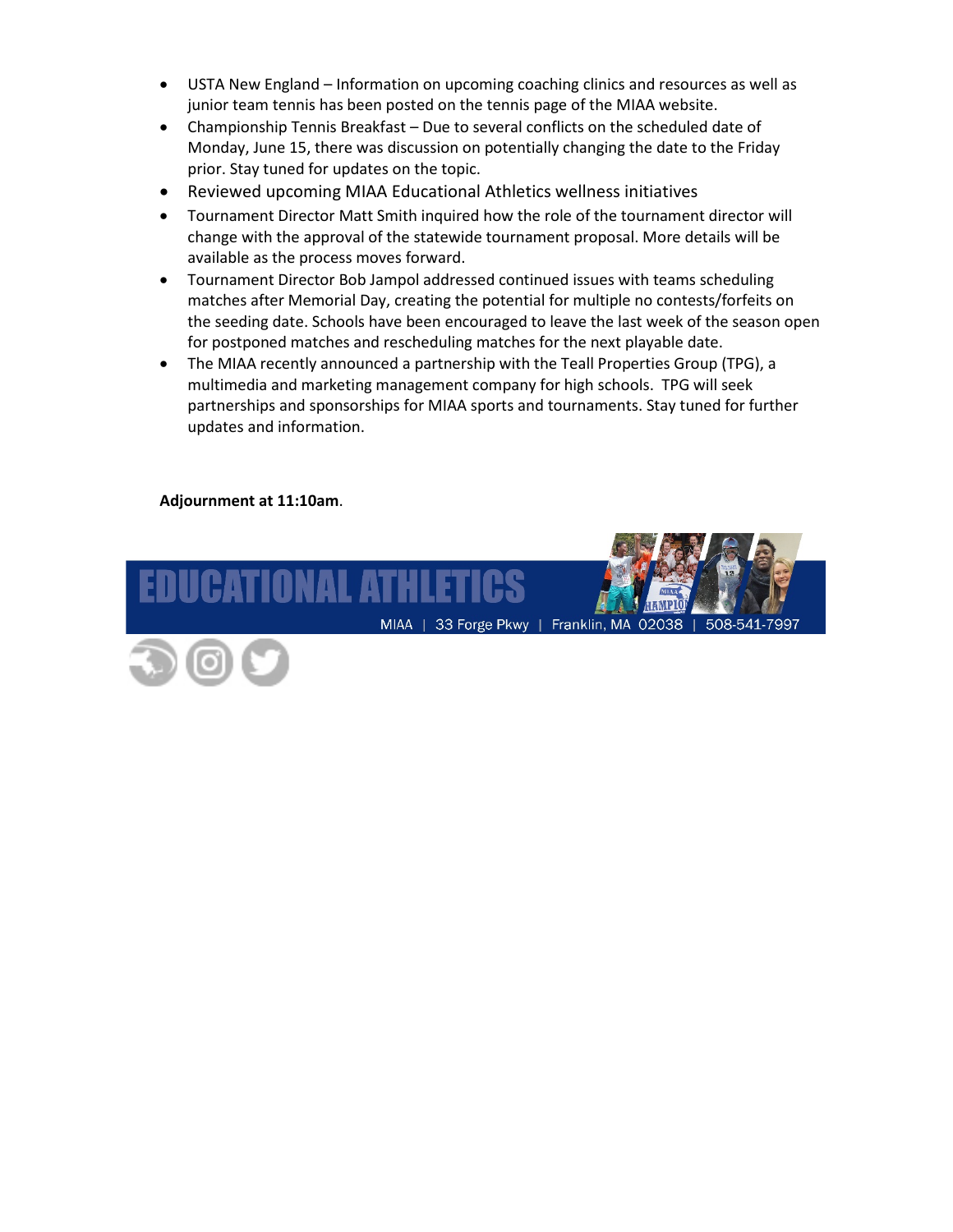- USTA New England – Information on upcoming coaching clinics and resources as well as junior team tennis has been posted on the tennis page of the MIAA website.
- Championship Tennis Breakfast – Due to several conflicts on the scheduled date of Monday, June 15, there was discussion on potentially changing the date to the Friday prior. Stay tuned for updates on the topic.
- Reviewed upcoming MIAA Educational Athletics wellness initiatives
- Tournament Director Matt Smith inquired how the role of the tournament director will change with the approval of the statewide tournament proposal. More details will be available as the process moves forward.
- Tournament Director Bob Jampol addressed continued issues with teams scheduling matches after Memorial Day, creating the potential for multiple no contests/forfeits on the seeding date. Schools have been encouraged to leave the last week of the season open for postponed matches and rescheduling matches for the next playable date.
- The MIAA recently announced a partnership with the Teall Properties Group (TPG), a multimedia and marketing management company for high schools. TPG will seek partnerships and sponsorships for MIAA sports and tournaments. Stay tuned for further updates and information.

**Adjournment at 11:10am**.

EDUCATIONAL ATHLETICS

MIAA | 33 Forge Pkwy | Franklin, MA 02038 | 508-541-7997